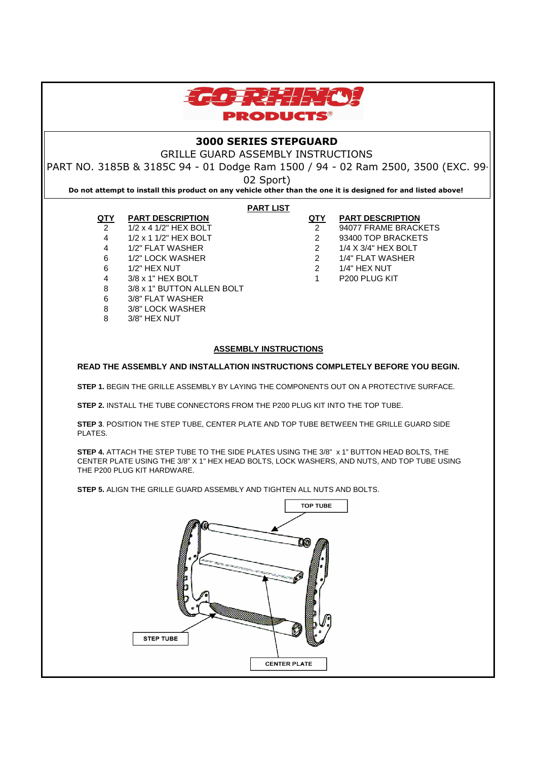GO RHINO! PRODUCTS®

# 3000 SERIES STEPGUARD

## GRILLE GUARD ASSEMBLY INSTRUCTIONS

PART NO. 3185B & 3185C 94 - 01 Dodge Ram 1500 / 94 - 02 Ram 2500, 3500 (EXC. 99-02 Sport)

**Do not attempt to install this product on any vehicle other than the one it is designed for and listed above!**

## PART LIST

| QTY | PART DESCRIPTION |
|---|---|
| 2 | 1/2 x 4 1/2" HEX BOLT |
| 4 | 1/2 x 1 1/2" HEX BOLT |
| 4 | 1/2" FLAT WASHER |
| 6 | 1/2" LOCK WASHER |
| 6 | 1/2" HEX NUT |
| 4 | 3/8 x 1" HEX BOLT |
| 8 | 3/8 x 1" BUTTON ALLEN BOLT |
| 6 | 3/8" FLAT WASHER |
| 8 | 3/8" LOCK WASHER |
| 8 | 3/8" HEX NUT |

| QTY | PART DESCRIPTION |
|---|---|
| 2 | 94077 FRAME BRACKETS |
| 2 | 93400 TOP BRACKETS |
| 2 | 1/4 X 3/4" HEX BOLT |
| 2 | 1/4" FLAT WASHER |
| 2 | 1/4" HEX NUT |
| 1 | P200 PLUG KIT |

## ASSEMBLY INSTRUCTIONS

**READ THE ASSEMBLY AND INSTALLATION INSTRUCTIONS COMPLETELY BEFORE YOU BEGIN.**

**STEP 1.** BEGIN THE GRILLE ASSEMBLY BY LAYING THE COMPONENTS OUT ON A PROTECTIVE SURFACE.

**STEP 2.** INSTALL THE TUBE CONNECTORS FROM THE P200 PLUG KIT INTO THE TOP TUBE.

**STEP 3**. POSITION THE STEP TUBE, CENTER PLATE AND TOP TUBE BETWEEN THE GRILLE GUARD SIDE PLATES.

**STEP 4.** ATTACH THE STEP TUBE TO THE SIDE PLATES USING THE 3/8" x 1" BUTTON HEAD BOLTS, THE CENTER PLATE USING THE 3/8" X 1" HEX HEAD BOLTS, LOCK WASHERS, AND NUTS, AND TOP TUBE USING THE P200 PLUG KIT HARDWARE.

**STEP 5.** ALIGN THE GRILLE GUARD ASSEMBLY AND TIGHTEN ALL NUTS AND BOLTS.

TOP TUBE

STEP TUBE

CENTER PLATE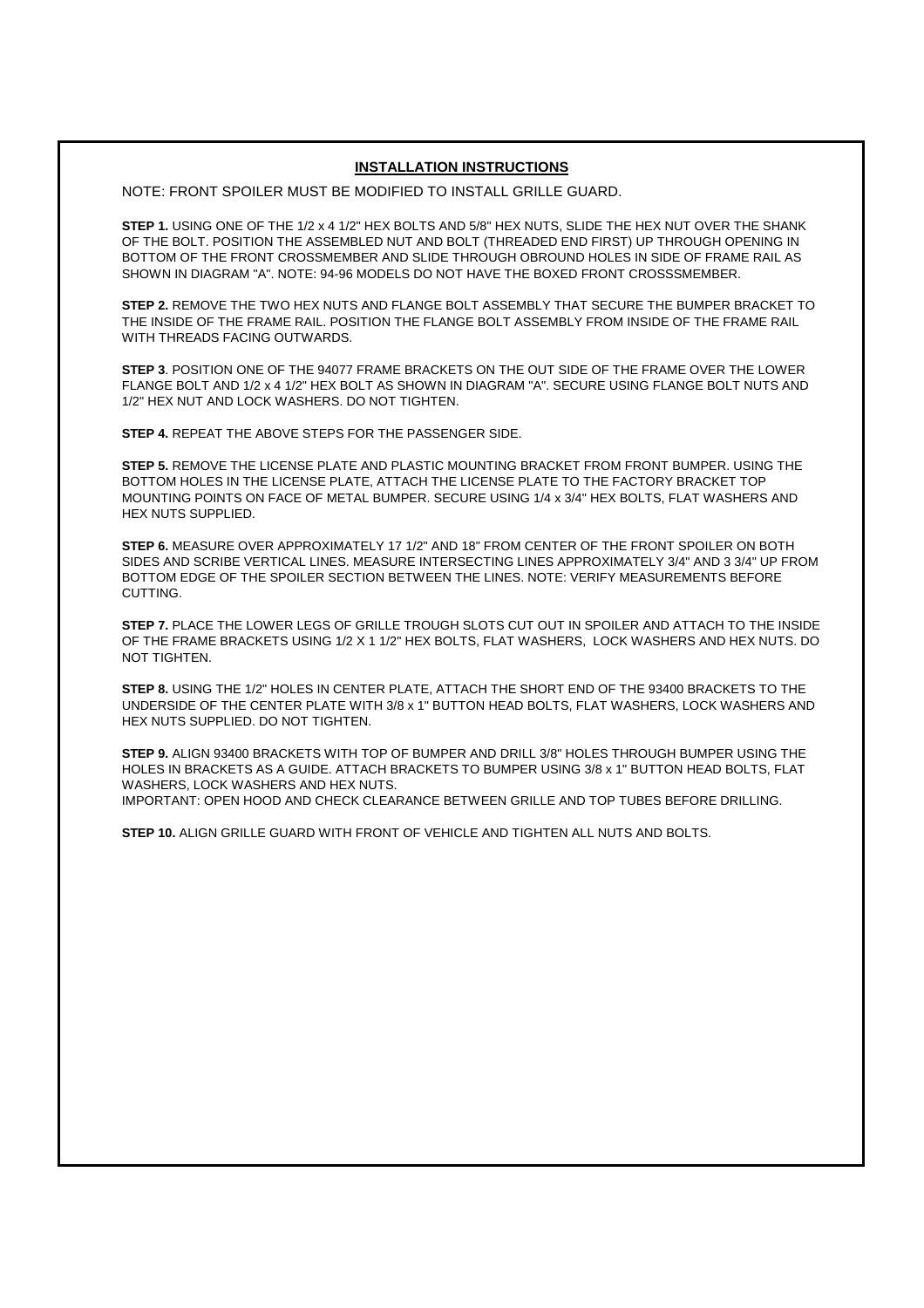## INSTALLATION INSTRUCTIONS

NOTE: FRONT SPOILER MUST BE MODIFIED TO INSTALL GRILLE GUARD.

**STEP 1.** USING ONE OF THE 1/2 x 4 1/2" HEX BOLTS AND 5/8" HEX NUTS, SLIDE THE HEX NUT OVER THE SHANK OF THE BOLT. POSITION THE ASSEMBLED NUT AND BOLT (THREADED END FIRST) UP THROUGH OPENING IN BOTTOM OF THE FRONT CROSSMEMBER AND SLIDE THROUGH OBROUND HOLES IN SIDE OF FRAME RAIL AS SHOWN IN DIAGRAM "A". NOTE: 94-96 MODELS DO NOT HAVE THE BOXED FRONT CROSSSMEMBER.

**STEP 2.** REMOVE THE TWO HEX NUTS AND FLANGE BOLT ASSEMBLY THAT SECURE THE BUMPER BRACKET TO THE INSIDE OF THE FRAME RAIL. POSITION THE FLANGE BOLT ASSEMBLY FROM INSIDE OF THE FRAME RAIL WITH THREADS FACING OUTWARDS.

**STEP 3**. POSITION ONE OF THE 94077 FRAME BRACKETS ON THE OUT SIDE OF THE FRAME OVER THE LOWER FLANGE BOLT AND 1/2 x 4 1/2" HEX BOLT AS SHOWN IN DIAGRAM "A". SECURE USING FLANGE BOLT NUTS AND 1/2" HEX NUT AND LOCK WASHERS. DO NOT TIGHTEN.

**STEP 4.** REPEAT THE ABOVE STEPS FOR THE PASSENGER SIDE.

**STEP 5.** REMOVE THE LICENSE PLATE AND PLASTIC MOUNTING BRACKET FROM FRONT BUMPER. USING THE BOTTOM HOLES IN THE LICENSE PLATE, ATTACH THE LICENSE PLATE TO THE FACTORY BRACKET TOP MOUNTING POINTS ON FACE OF METAL BUMPER. SECURE USING 1/4 x 3/4" HEX BOLTS, FLAT WASHERS AND HEX NUTS SUPPLIED.

**STEP 6.** MEASURE OVER APPROXIMATELY 17 1/2" AND 18" FROM CENTER OF THE FRONT SPOILER ON BOTH SIDES AND SCRIBE VERTICAL LINES. MEASURE INTERSECTING LINES APPROXIMATELY 3/4" AND 3 3/4" UP FROM BOTTOM EDGE OF THE SPOILER SECTION BETWEEN THE LINES. NOTE: VERIFY MEASUREMENTS BEFORE CUTTING.

**STEP 7.** PLACE THE LOWER LEGS OF GRILLE TROUGH SLOTS CUT OUT IN SPOILER AND ATTACH TO THE INSIDE OF THE FRAME BRACKETS USING 1/2 X 1 1/2" HEX BOLTS, FLAT WASHERS, LOCK WASHERS AND HEX NUTS. DO NOT TIGHTEN.

**STEP 8.** USING THE 1/2" HOLES IN CENTER PLATE, ATTACH THE SHORT END OF THE 93400 BRACKETS TO THE UNDERSIDE OF THE CENTER PLATE WITH 3/8 x 1" BUTTON HEAD BOLTS, FLAT WASHERS, LOCK WASHERS AND HEX NUTS SUPPLIED. DO NOT TIGHTEN.

**STEP 9.** ALIGN 93400 BRACKETS WITH TOP OF BUMPER AND DRILL 3/8" HOLES THROUGH BUMPER USING THE HOLES IN BRACKETS AS A GUIDE. ATTACH BRACKETS TO BUMPER USING 3/8 x 1" BUTTON HEAD BOLTS, FLAT WASHERS, LOCK WASHERS AND HEX NUTS.
IMPORTANT: OPEN HOOD AND CHECK CLEARANCE BETWEEN GRILLE AND TOP TUBES BEFORE DRILLING.

**STEP 10.** ALIGN GRILLE GUARD WITH FRONT OF VEHICLE AND TIGHTEN ALL NUTS AND BOLTS.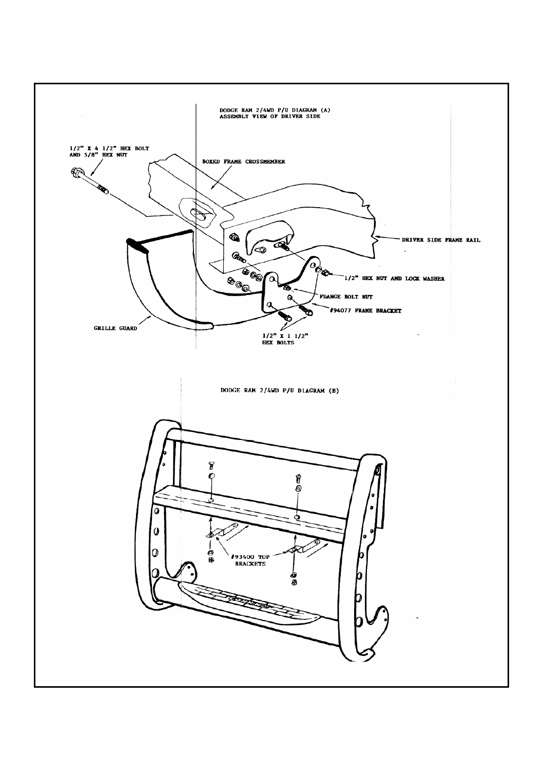DODGE RAM 2/4WD P/U DIAGRAM (A)
ASSEMBLY VIEW OF DRIVER SIDE

1/2" X 4 1/2" HEX BOLT
AND 5/8" HEX NUT

BOXED FRAME CROSSMEMBER

DRIVER SIDE FRAME RAIL

1/2" HEX NUT AND LOCK WASHER

FLANGE BOLT NUT

#94077 FRAME BRACKET

GRILLE GUARD

1/2" X 1 1/2"
HEX BOLTS

DODGE RAM 2/4WD P/U DIAGRAM (B)

#93400 TOP
BRACKETS